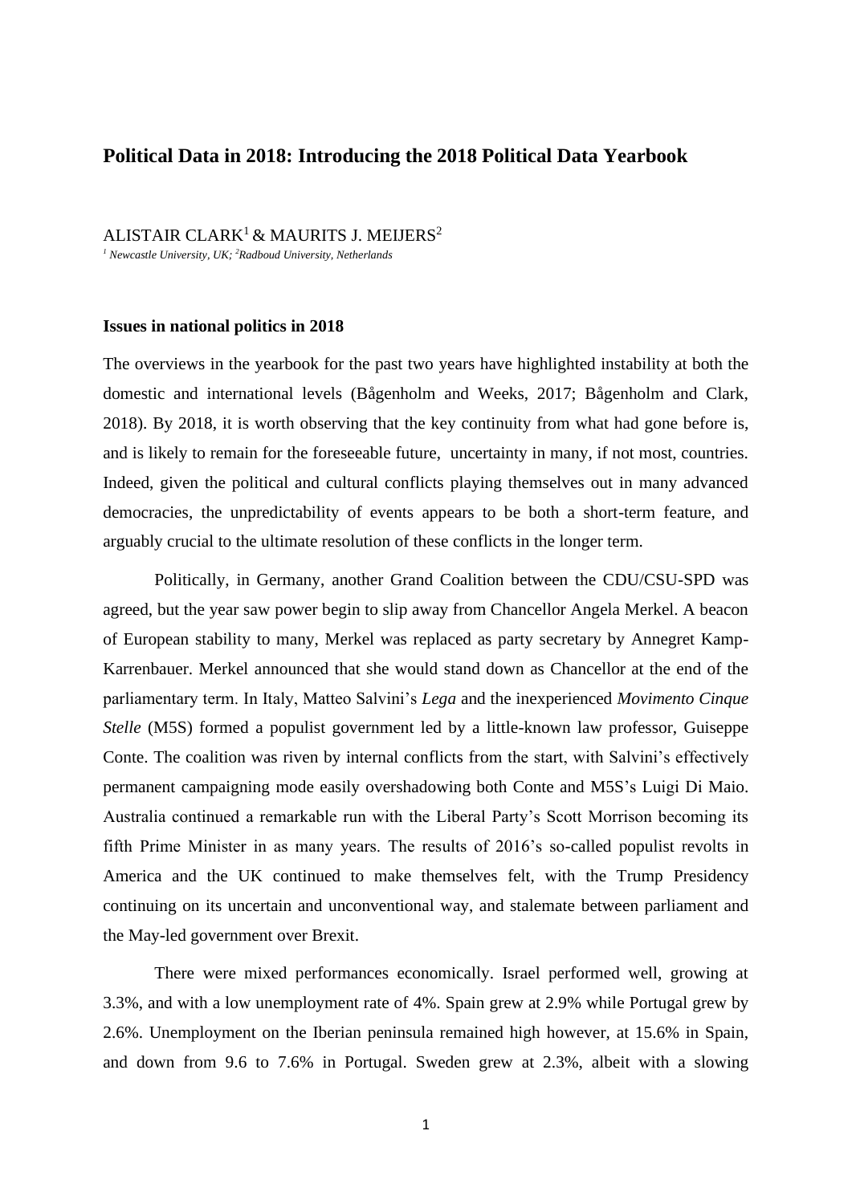# Political Data in 2018: Introducing the 2018 Political Data Yearbook

ALISTAIR CLARK[1] & MAURITS J. MEIJERS[2]

*[1] Newcastle University, UK; [2] Radboud University, Netherlands*

## Issues in national politics in 2018

The overviews in the yearbook for the past two years have highlighted instability at both the domestic and international levels (Bågenholm and Weeks, 2017; Bågenholm and Clark, 2018). By 2018, it is worth observing that the key continuity from what had gone before is, and is likely to remain for the foreseeable future, uncertainty in many, if not most, countries. Indeed, given the political and cultural conflicts playing themselves out in many advanced democracies, the unpredictability of events appears to be both a short-term feature, and arguably crucial to the ultimate resolution of these conflicts in the longer term.

Politically, in Germany, another Grand Coalition between the CDU/CSU-SPD was agreed, but the year saw power begin to slip away from Chancellor Angela Merkel. A beacon of European stability to many, Merkel was replaced as party secretary by Annegret Kamp-Karrenbauer. Merkel announced that she would stand down as Chancellor at the end of the parliamentary term. In Italy, Matteo Salvini's *Lega* and the inexperienced *Movimento Cinque Stelle* (M5S) formed a populist government led by a little-known law professor, Guiseppe Conte. The coalition was riven by internal conflicts from the start, with Salvini's effectively permanent campaigning mode easily overshadowing both Conte and M5S's Luigi Di Maio. Australia continued a remarkable run with the Liberal Party's Scott Morrison becoming its fifth Prime Minister in as many years. The results of 2016's so-called populist revolts in America and the UK continued to make themselves felt, with the Trump Presidency continuing on its uncertain and unconventional way, and stalemate between parliament and the May-led government over Brexit.

There were mixed performances economically. Israel performed well, growing at 3.3%, and with a low unemployment rate of 4%. Spain grew at 2.9% while Portugal grew by 2.6%. Unemployment on the Iberian peninsula remained high however, at 15.6% in Spain, and down from 9.6 to 7.6% in Portugal. Sweden grew at 2.3%, albeit with a slowing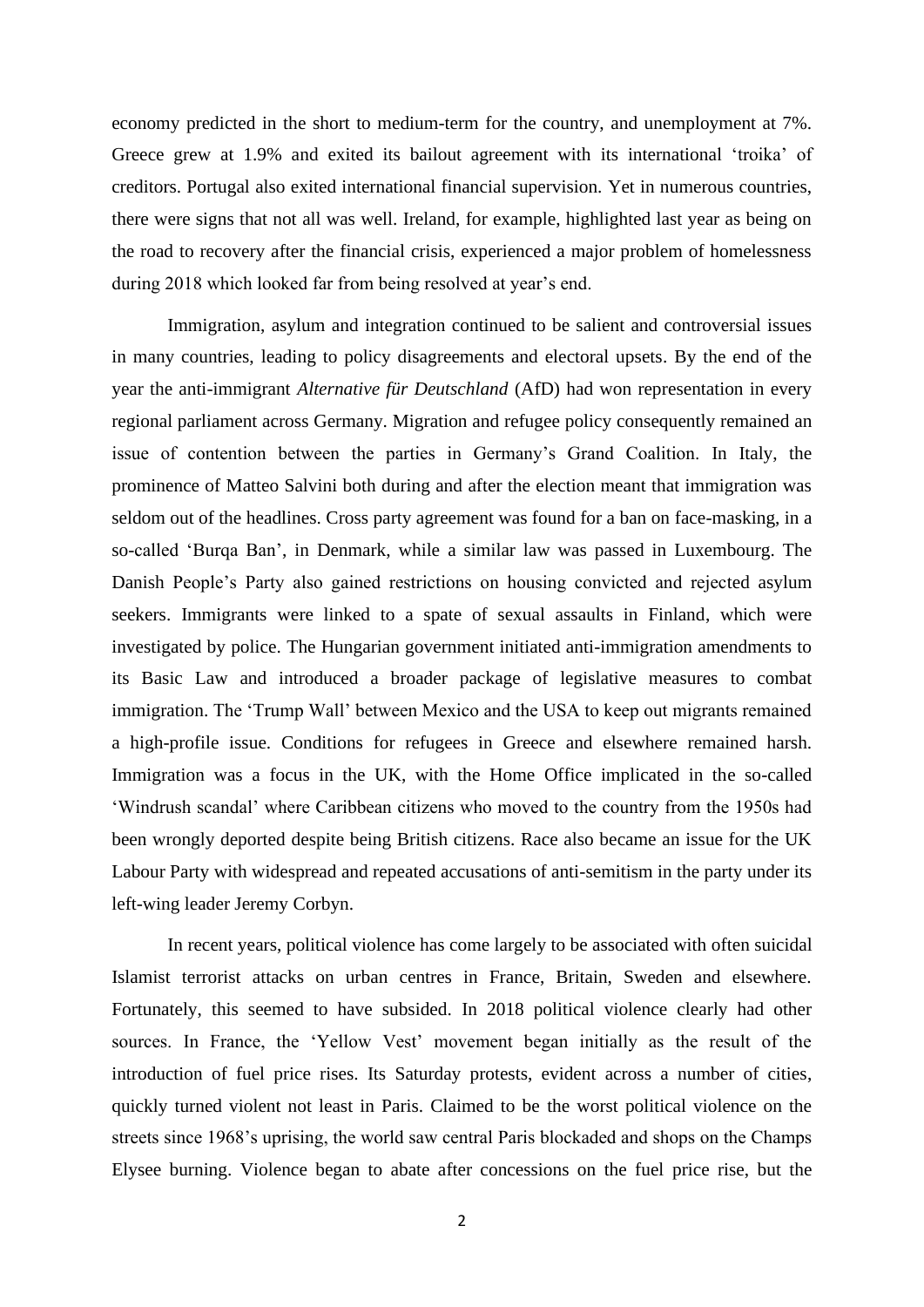economy predicted in the short to medium-term for the country, and unemployment at 7%. Greece grew at 1.9% and exited its bailout agreement with its international 'troika' of creditors. Portugal also exited international financial supervision. Yet in numerous countries, there were signs that not all was well. Ireland, for example, highlighted last year as being on the road to recovery after the financial crisis, experienced a major problem of homelessness during 2018 which looked far from being resolved at year's end.

Immigration, asylum and integration continued to be salient and controversial issues in many countries, leading to policy disagreements and electoral upsets. By the end of the year the anti-immigrant *Alternative für Deutschland* (AfD) had won representation in every regional parliament across Germany. Migration and refugee policy consequently remained an issue of contention between the parties in Germany's Grand Coalition. In Italy, the prominence of Matteo Salvini both during and after the election meant that immigration was seldom out of the headlines. Cross party agreement was found for a ban on face-masking, in a so-called 'Burqa Ban', in Denmark, while a similar law was passed in Luxembourg. The Danish People's Party also gained restrictions on housing convicted and rejected asylum seekers. Immigrants were linked to a spate of sexual assaults in Finland, which were investigated by police. The Hungarian government initiated anti-immigration amendments to its Basic Law and introduced a broader package of legislative measures to combat immigration. The 'Trump Wall' between Mexico and the USA to keep out migrants remained a high-profile issue. Conditions for refugees in Greece and elsewhere remained harsh. Immigration was a focus in the UK, with the Home Office implicated in the so-called 'Windrush scandal' where Caribbean citizens who moved to the country from the 1950s had been wrongly deported despite being British citizens. Race also became an issue for the UK Labour Party with widespread and repeated accusations of anti-semitism in the party under its left-wing leader Jeremy Corbyn.

In recent years, political violence has come largely to be associated with often suicidal Islamist terrorist attacks on urban centres in France, Britain, Sweden and elsewhere. Fortunately, this seemed to have subsided. In 2018 political violence clearly had other sources. In France, the 'Yellow Vest' movement began initially as the result of the introduction of fuel price rises. Its Saturday protests, evident across a number of cities, quickly turned violent not least in Paris. Claimed to be the worst political violence on the streets since 1968's uprising, the world saw central Paris blockaded and shops on the Champs Elysee burning. Violence began to abate after concessions on the fuel price rise, but the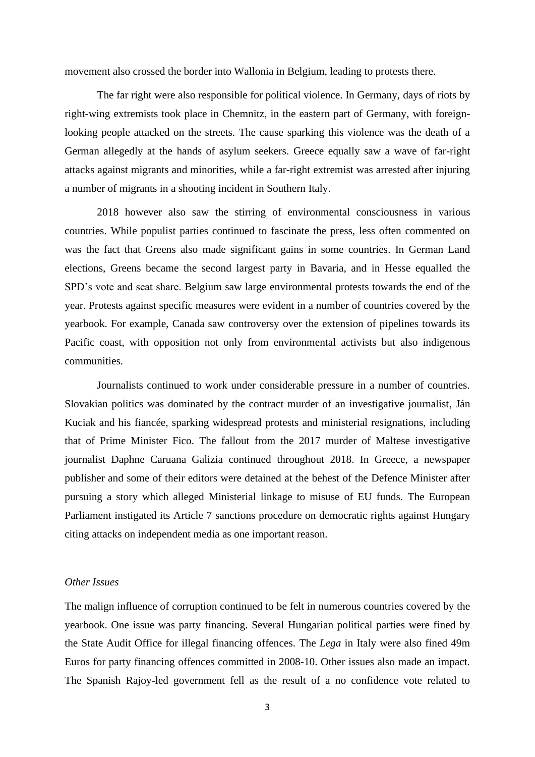movement also crossed the border into Wallonia in Belgium, leading to protests there.

The far right were also responsible for political violence. In Germany, days of riots by right-wing extremists took place in Chemnitz, in the eastern part of Germany, with foreign-looking people attacked on the streets. The cause sparking this violence was the death of a German allegedly at the hands of asylum seekers. Greece equally saw a wave of far-right attacks against migrants and minorities, while a far-right extremist was arrested after injuring a number of migrants in a shooting incident in Southern Italy.

2018 however also saw the stirring of environmental consciousness in various countries. While populist parties continued to fascinate the press, less often commented on was the fact that Greens also made significant gains in some countries. In German Land elections, Greens became the second largest party in Bavaria, and in Hesse equalled the SPD's vote and seat share. Belgium saw large environmental protests towards the end of the year. Protests against specific measures were evident in a number of countries covered by the yearbook. For example, Canada saw controversy over the extension of pipelines towards its Pacific coast, with opposition not only from environmental activists but also indigenous communities.

Journalists continued to work under considerable pressure in a number of countries. Slovakian politics was dominated by the contract murder of an investigative journalist, Ján Kuciak and his fiancée, sparking widespread protests and ministerial resignations, including that of Prime Minister Fico. The fallout from the 2017 murder of Maltese investigative journalist Daphne Caruana Galizia continued throughout 2018. In Greece, a newspaper publisher and some of their editors were detained at the behest of the Defence Minister after pursuing a story which alleged Ministerial linkage to misuse of EU funds. The European Parliament instigated its Article 7 sanctions procedure on democratic rights against Hungary citing attacks on independent media as one important reason.

*Other Issues*

The malign influence of corruption continued to be felt in numerous countries covered by the yearbook. One issue was party financing. Several Hungarian political parties were fined by the State Audit Office for illegal financing offences. The *Lega* in Italy were also fined 49m Euros for party financing offences committed in 2008-10. Other issues also made an impact. The Spanish Rajoy-led government fell as the result of a no confidence vote related to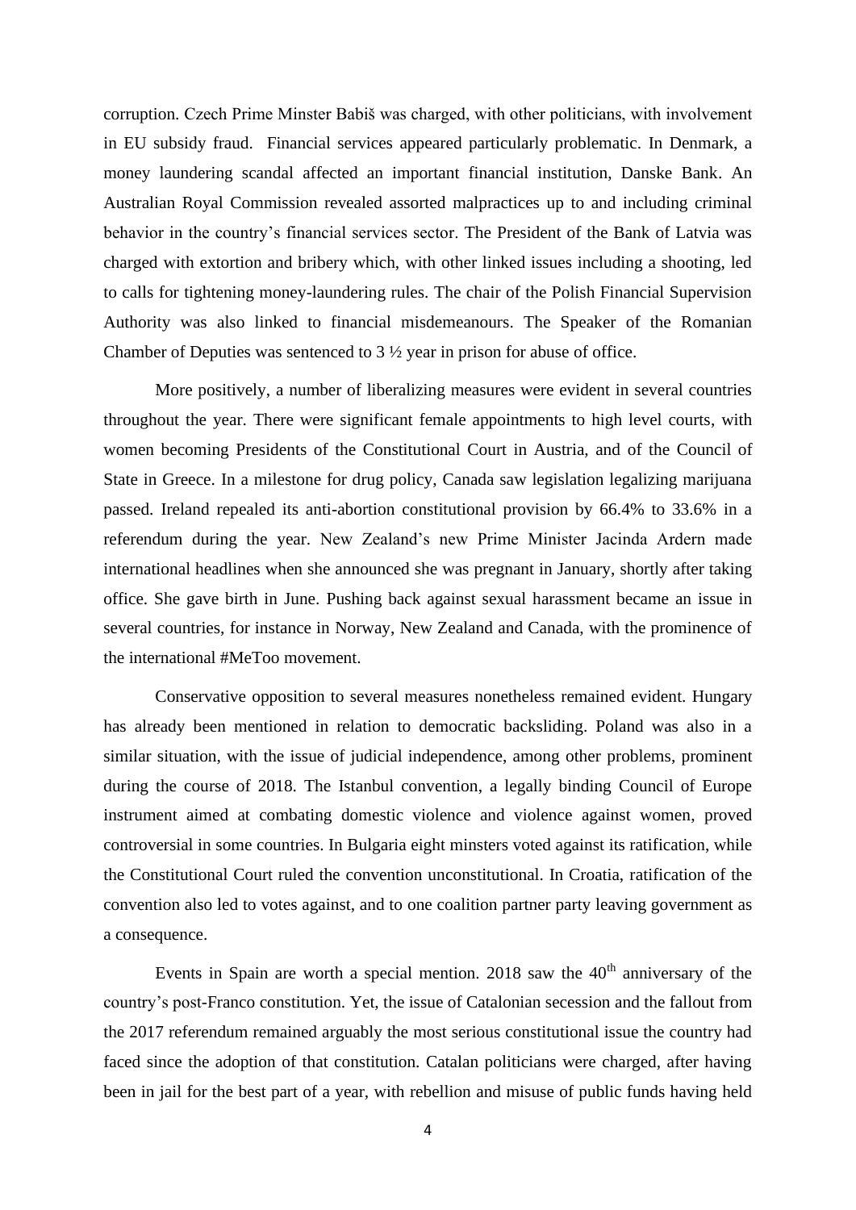corruption. Czech Prime Minster Babiš was charged, with other politicians, with involvement in EU subsidy fraud. Financial services appeared particularly problematic. In Denmark, a money laundering scandal affected an important financial institution, Danske Bank. An Australian Royal Commission revealed assorted malpractices up to and including criminal behavior in the country's financial services sector. The President of the Bank of Latvia was charged with extortion and bribery which, with other linked issues including a shooting, led to calls for tightening money-laundering rules. The chair of the Polish Financial Supervision Authority was also linked to financial misdemeanours. The Speaker of the Romanian Chamber of Deputies was sentenced to 3 ½ year in prison for abuse of office.

More positively, a number of liberalizing measures were evident in several countries throughout the year. There were significant female appointments to high level courts, with women becoming Presidents of the Constitutional Court in Austria, and of the Council of State in Greece. In a milestone for drug policy, Canada saw legislation legalizing marijuana passed. Ireland repealed its anti-abortion constitutional provision by 66.4% to 33.6% in a referendum during the year. New Zealand's new Prime Minister Jacinda Ardern made international headlines when she announced she was pregnant in January, shortly after taking office. She gave birth in June. Pushing back against sexual harassment became an issue in several countries, for instance in Norway, New Zealand and Canada, with the prominence of the international #MeToo movement.

Conservative opposition to several measures nonetheless remained evident. Hungary has already been mentioned in relation to democratic backsliding. Poland was also in a similar situation, with the issue of judicial independence, among other problems, prominent during the course of 2018. The Istanbul convention, a legally binding Council of Europe instrument aimed at combating domestic violence and violence against women, proved controversial in some countries. In Bulgaria eight minsters voted against its ratification, while the Constitutional Court ruled the convention unconstitutional. In Croatia, ratification of the convention also led to votes against, and to one coalition partner party leaving government as a consequence.

Events in Spain are worth a special mention. 2018 saw the 40th anniversary of the country's post-Franco constitution. Yet, the issue of Catalonian secession and the fallout from the 2017 referendum remained arguably the most serious constitutional issue the country had faced since the adoption of that constitution. Catalan politicians were charged, after having been in jail for the best part of a year, with rebellion and misuse of public funds having held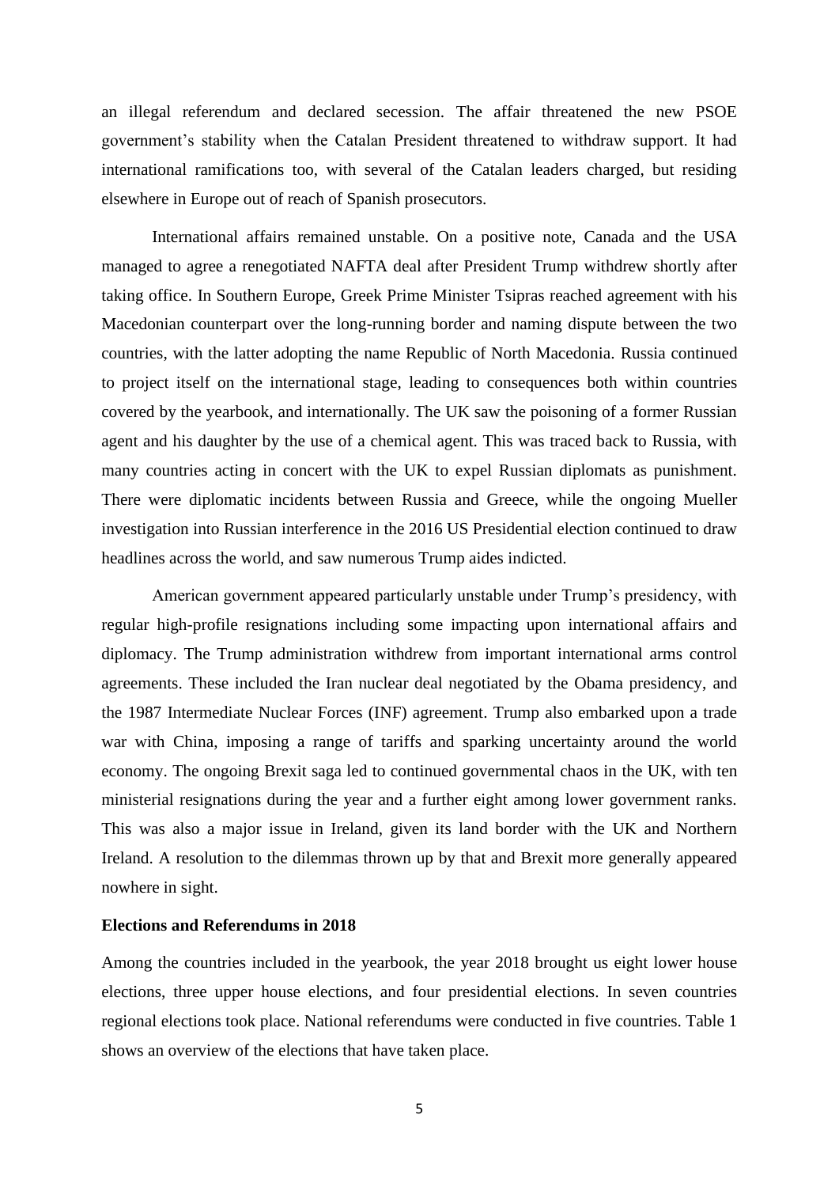an illegal referendum and declared secession. The affair threatened the new PSOE government's stability when the Catalan President threatened to withdraw support. It had international ramifications too, with several of the Catalan leaders charged, but residing elsewhere in Europe out of reach of Spanish prosecutors.

International affairs remained unstable. On a positive note, Canada and the USA managed to agree a renegotiated NAFTA deal after President Trump withdrew shortly after taking office. In Southern Europe, Greek Prime Minister Tsipras reached agreement with his Macedonian counterpart over the long-running border and naming dispute between the two countries, with the latter adopting the name Republic of North Macedonia. Russia continued to project itself on the international stage, leading to consequences both within countries covered by the yearbook, and internationally. The UK saw the poisoning of a former Russian agent and his daughter by the use of a chemical agent. This was traced back to Russia, with many countries acting in concert with the UK to expel Russian diplomats as punishment. There were diplomatic incidents between Russia and Greece, while the ongoing Mueller investigation into Russian interference in the 2016 US Presidential election continued to draw headlines across the world, and saw numerous Trump aides indicted.

American government appeared particularly unstable under Trump's presidency, with regular high-profile resignations including some impacting upon international affairs and diplomacy. The Trump administration withdrew from important international arms control agreements. These included the Iran nuclear deal negotiated by the Obama presidency, and the 1987 Intermediate Nuclear Forces (INF) agreement. Trump also embarked upon a trade war with China, imposing a range of tariffs and sparking uncertainty around the world economy. The ongoing Brexit saga led to continued governmental chaos in the UK, with ten ministerial resignations during the year and a further eight among lower government ranks. This was also a major issue in Ireland, given its land border with the UK and Northern Ireland. A resolution to the dilemmas thrown up by that and Brexit more generally appeared nowhere in sight.

**Elections and Referendums in 2018**

Among the countries included in the yearbook, the year 2018 brought us eight lower house elections, three upper house elections, and four presidential elections. In seven countries regional elections took place. National referendums were conducted in five countries. Table 1 shows an overview of the elections that have taken place.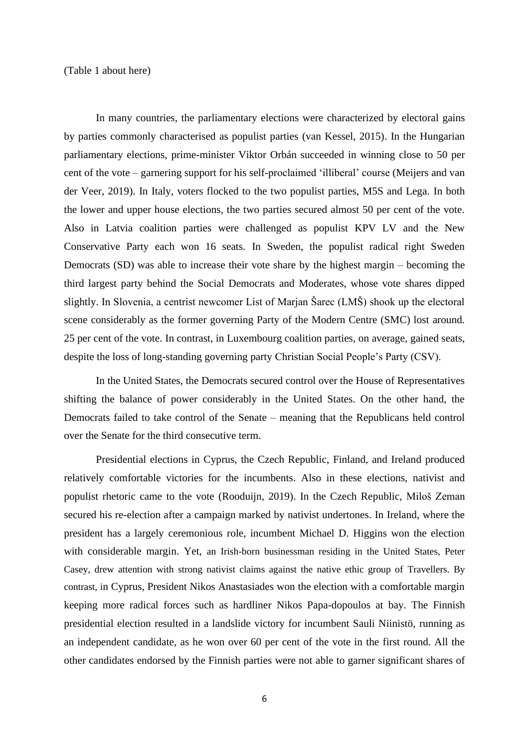(Table 1 about here)

In many countries, the parliamentary elections were characterized by electoral gains by parties commonly characterised as populist parties (van Kessel, 2015). In the Hungarian parliamentary elections, prime-minister Viktor Orbán succeeded in winning close to 50 per cent of the vote – garnering support for his self-proclaimed 'illiberal' course (Meijers and van der Veer, 2019). In Italy, voters flocked to the two populist parties, M5S and Lega. In both the lower and upper house elections, the two parties secured almost 50 per cent of the vote. Also in Latvia coalition parties were challenged as populist KPV LV and the New Conservative Party each won 16 seats. In Sweden, the populist radical right Sweden Democrats (SD) was able to increase their vote share by the highest margin – becoming the third largest party behind the Social Democrats and Moderates, whose vote shares dipped slightly. In Slovenia, a centrist newcomer List of Marjan Šarec (LMŠ) shook up the electoral scene considerably as the former governing Party of the Modern Centre (SMC) lost around. 25 per cent of the vote. In contrast, in Luxembourg coalition parties, on average, gained seats, despite the loss of long-standing governing party Christian Social People's Party (CSV).

In the United States, the Democrats secured control over the House of Representatives shifting the balance of power considerably in the United States. On the other hand, the Democrats failed to take control of the Senate – meaning that the Republicans held control over the Senate for the third consecutive term.

Presidential elections in Cyprus, the Czech Republic, Finland, and Ireland produced relatively comfortable victories for the incumbents. Also in these elections, nativist and populist rhetoric came to the vote (Rooduijn, 2019). In the Czech Republic, Miloš Zeman secured his re-election after a campaign marked by nativist undertones. In Ireland, where the president has a largely ceremonious role, incumbent Michael D. Higgins won the election with considerable margin. Yet, an Irish-born businessman residing in the United States, Peter Casey, drew attention with strong nativist claims against the native ethic group of Travellers. By contrast, in Cyprus, President Nikos Anastasiades won the election with a comfortable margin keeping more radical forces such as hardliner Nikos Papa-dopoulos at bay. The Finnish presidential election resulted in a landslide victory for incumbent Sauli Niinistö, running as an independent candidate, as he won over 60 per cent of the vote in the first round. All the other candidates endorsed by the Finnish parties were not able to garner significant shares of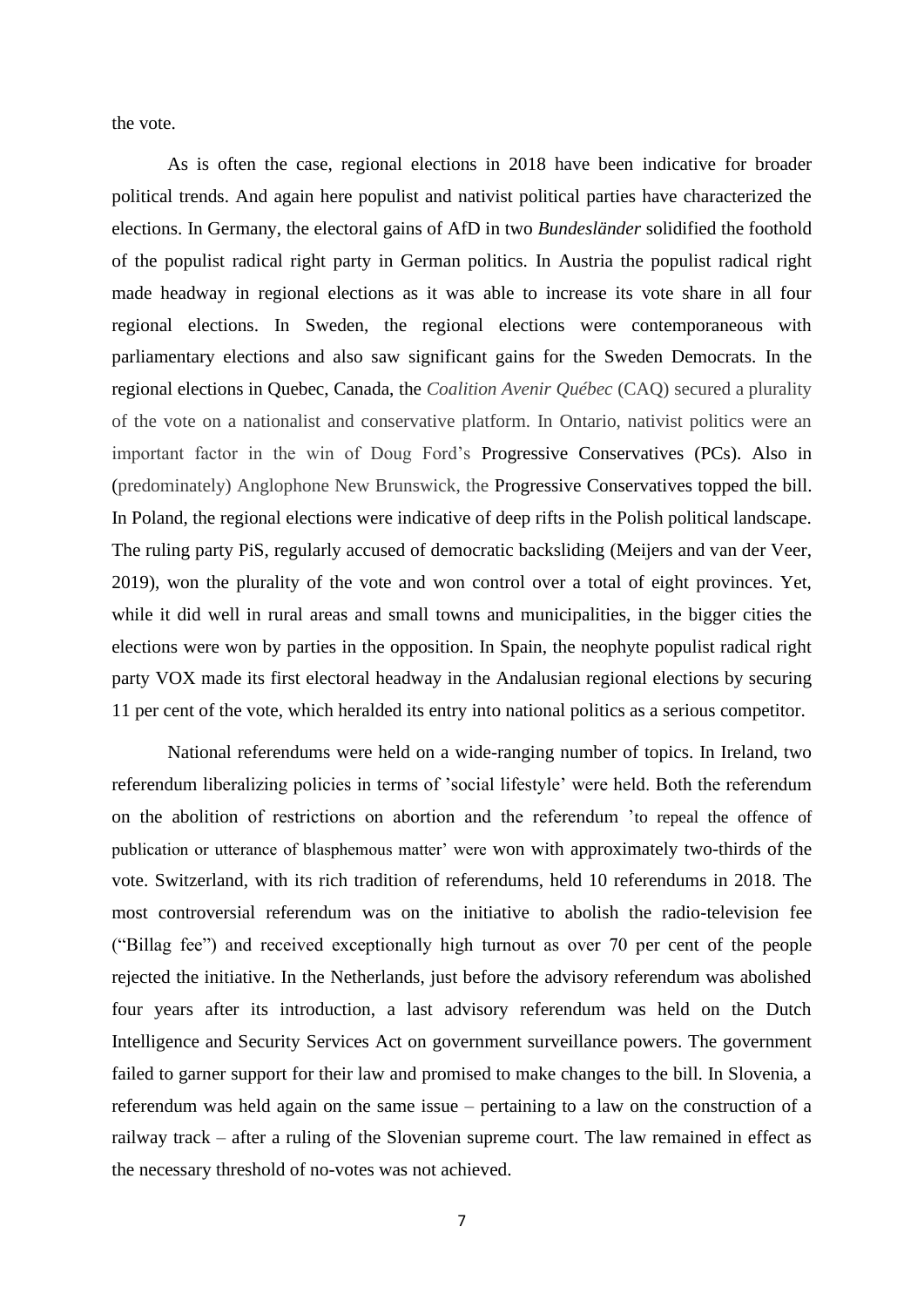the vote.

As is often the case, regional elections in 2018 have been indicative for broader political trends. And again here populist and nativist political parties have characterized the elections. In Germany, the electoral gains of AfD in two *Bundesländer* solidified the foothold of the populist radical right party in German politics. In Austria the populist radical right made headway in regional elections as it was able to increase its vote share in all four regional elections. In Sweden, the regional elections were contemporaneous with parliamentary elections and also saw significant gains for the Sweden Democrats. In the regional elections in Quebec, Canada, the *Coalition Avenir Québec* (CAQ) secured a plurality of the vote on a nationalist and conservative platform. In Ontario, nativist politics were an important factor in the win of Doug Ford's Progressive Conservatives (PCs). Also in (predominately) Anglophone New Brunswick, the Progressive Conservatives topped the bill. In Poland, the regional elections were indicative of deep rifts in the Polish political landscape. The ruling party PiS, regularly accused of democratic backsliding (Meijers and van der Veer, 2019), won the plurality of the vote and won control over a total of eight provinces. Yet, while it did well in rural areas and small towns and municipalities, in the bigger cities the elections were won by parties in the opposition. In Spain, the neophyte populist radical right party VOX made its first electoral headway in the Andalusian regional elections by securing 11 per cent of the vote, which heralded its entry into national politics as a serious competitor.

National referendums were held on a wide-ranging number of topics. In Ireland, two referendum liberalizing policies in terms of 'social lifestyle' were held. Both the referendum on the abolition of restrictions on abortion and the referendum 'to repeal the offence of publication or utterance of blasphemous matter' were won with approximately two-thirds of the vote. Switzerland, with its rich tradition of referendums, held 10 referendums in 2018. The most controversial referendum was on the initiative to abolish the radio-television fee ("Billag fee") and received exceptionally high turnout as over 70 per cent of the people rejected the initiative. In the Netherlands, just before the advisory referendum was abolished four years after its introduction, a last advisory referendum was held on the Dutch Intelligence and Security Services Act on government surveillance powers. The government failed to garner support for their law and promised to make changes to the bill. In Slovenia, a referendum was held again on the same issue – pertaining to a law on the construction of a railway track – after a ruling of the Slovenian supreme court. The law remained in effect as the necessary threshold of no-votes was not achieved.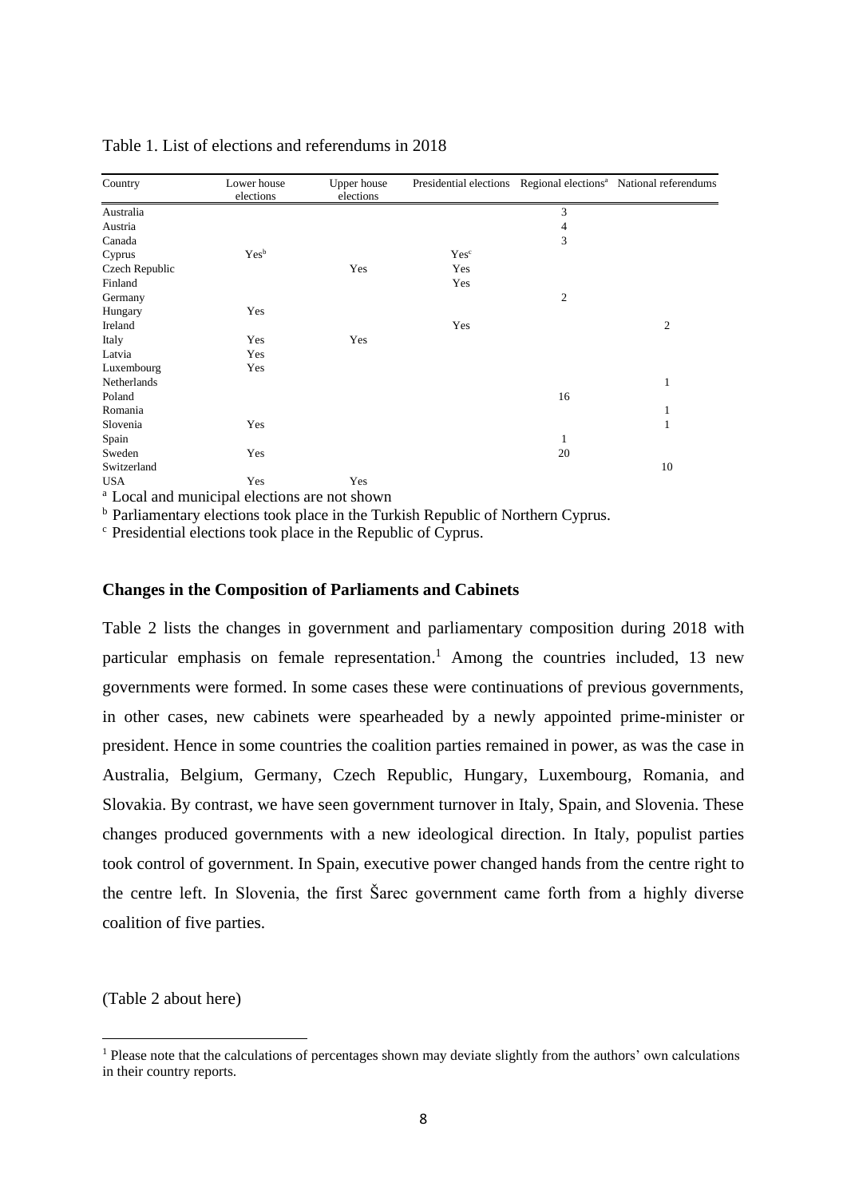Table 1. List of elections and referendums in 2018

| Country | Lower house elections | Upper house elections | Presidential elections | Regional elections[a] | National referendums |
|---|---|---|---|---|---|
| Australia | | | | 3 | |
| Austria | | | | 4 | |
| Canada | | | | 3 | |
| Cyprus | Yes[b] | | Yes[c] | | |
| Czech Republic | | Yes | Yes | | |
| Finland | | | Yes | | |
| Germany | | | | 2 | |
| Hungary | Yes | | | | |
| Ireland | | | Yes | | 2 |
| Italy | Yes | Yes | | | |
| Latvia | Yes | | | | |
| Luxembourg | Yes | | | | |
| Netherlands | | | | | 1 |
| Poland | | | | 16 | |
| Romania | | | | | 1 |
| Slovenia | Yes | | | | 1 |
| Spain | | | | 1 | |
| Sweden | Yes | | | 20 | |
| Switzerland | | | | | 10 |
| USA | Yes | Yes | | | |

[a] Local and municipal elections are not shown

[b] Parliamentary elections took place in the Turkish Republic of Northern Cyprus.

[c] Presidential elections took place in the Republic of Cyprus.

**Changes in the Composition of Parliaments and Cabinets**

Table 2 lists the changes in government and parliamentary composition during 2018 with particular emphasis on female representation.[1] Among the countries included, 13 new governments were formed. In some cases these were continuations of previous governments, in other cases, new cabinets were spearheaded by a newly appointed prime-minister or president. Hence in some countries the coalition parties remained in power, as was the case in Australia, Belgium, Germany, Czech Republic, Hungary, Luxembourg, Romania, and Slovakia. By contrast, we have seen government turnover in Italy, Spain, and Slovenia. These changes produced governments with a new ideological direction. In Italy, populist parties took control of government. In Spain, executive power changed hands from the centre right to the centre left. In Slovenia, the first Šarec government came forth from a highly diverse coalition of five parties.

(Table 2 about here)

[1] Please note that the calculations of percentages shown may deviate slightly from the authors' own calculations in their country reports.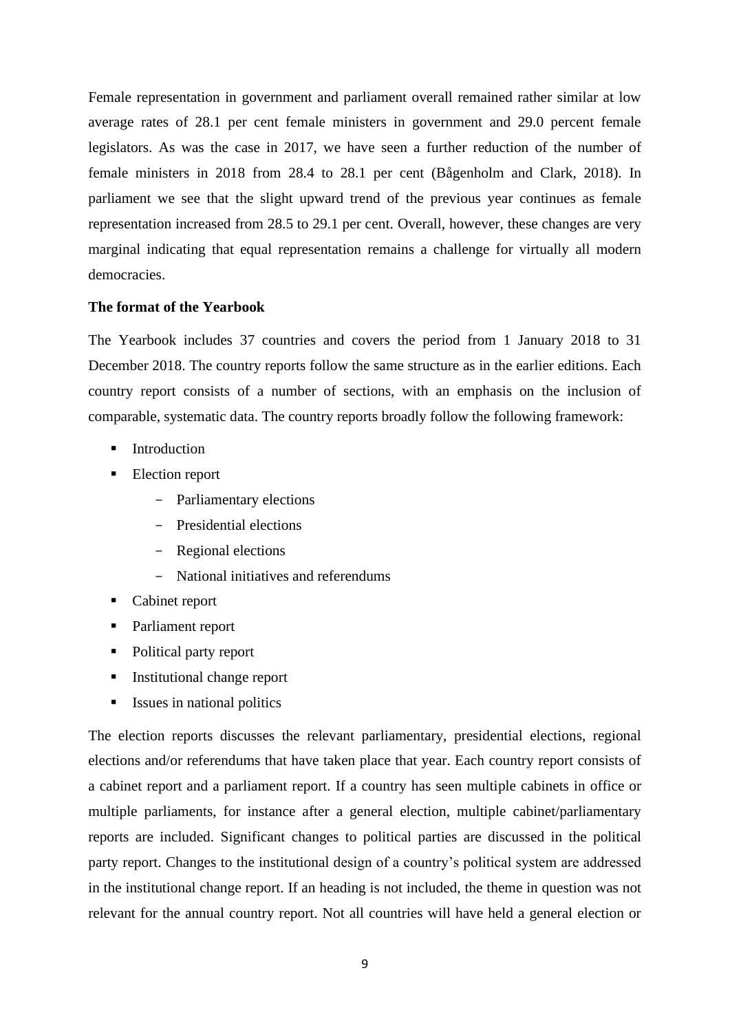Female representation in government and parliament overall remained rather similar at low average rates of 28.1 per cent female ministers in government and 29.0 percent female legislators. As was the case in 2017, we have seen a further reduction of the number of female ministers in 2018 from 28.4 to 28.1 per cent (Bågenholm and Clark, 2018). In parliament we see that the slight upward trend of the previous year continues as female representation increased from 28.5 to 29.1 per cent. Overall, however, these changes are very marginal indicating that equal representation remains a challenge for virtually all modern democracies.

**The format of the Yearbook**

The Yearbook includes 37 countries and covers the period from 1 January 2018 to 31 December 2018. The country reports follow the same structure as in the earlier editions. Each country report consists of a number of sections, with an emphasis on the inclusion of comparable, systematic data. The country reports broadly follow the following framework:

- Introduction
- Election report
  - Parliamentary elections
  - Presidential elections
  - Regional elections
  - National initiatives and referendums
- Cabinet report
- Parliament report
- Political party report
- Institutional change report
- Issues in national politics

The election reports discusses the relevant parliamentary, presidential elections, regional elections and/or referendums that have taken place that year. Each country report consists of a cabinet report and a parliament report. If a country has seen multiple cabinets in office or multiple parliaments, for instance after a general election, multiple cabinet/parliamentary reports are included. Significant changes to political parties are discussed in the political party report. Changes to the institutional design of a country's political system are addressed in the institutional change report. If an heading is not included, the theme in question was not relevant for the annual country report. Not all countries will have held a general election or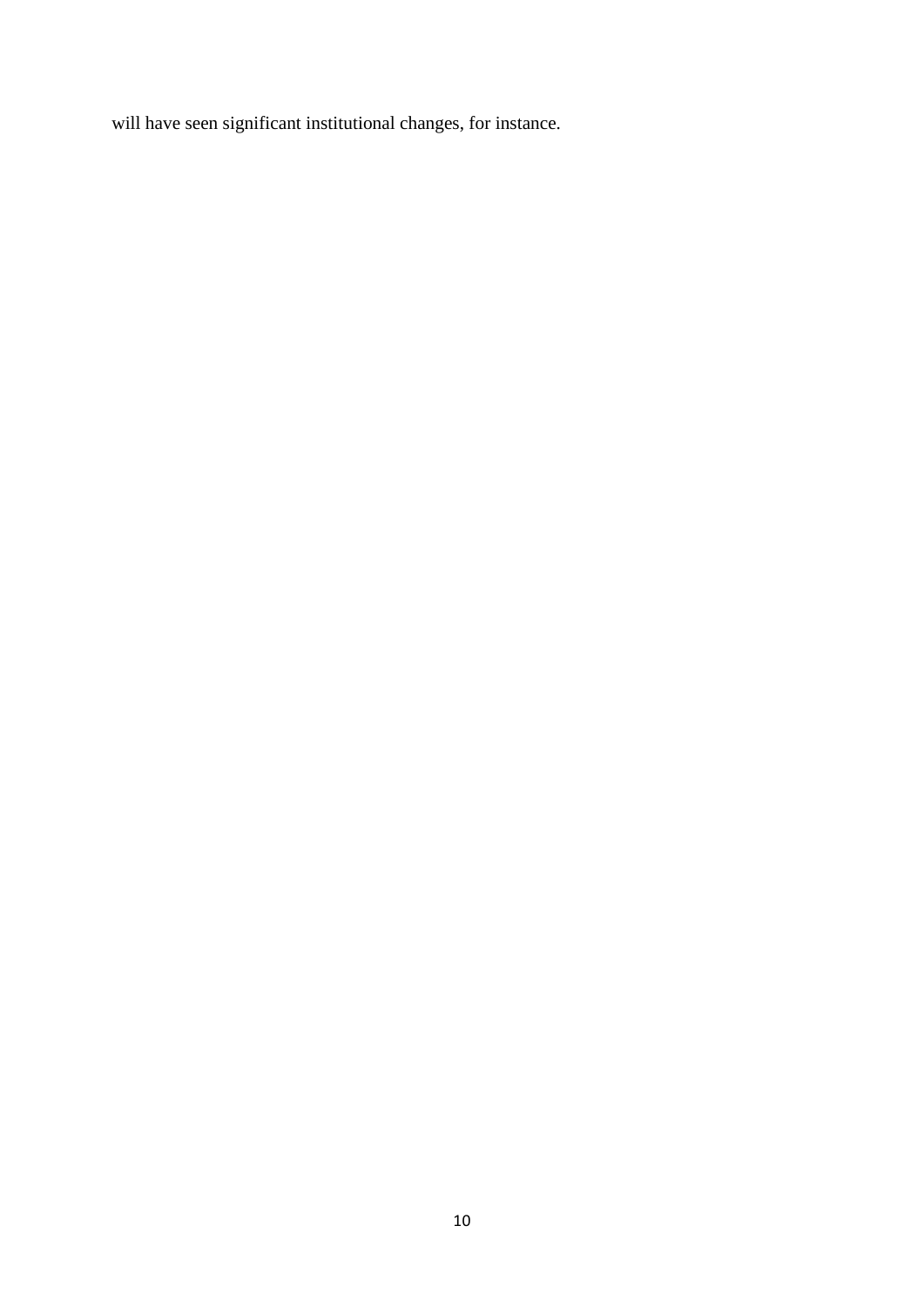will have seen significant institutional changes, for instance.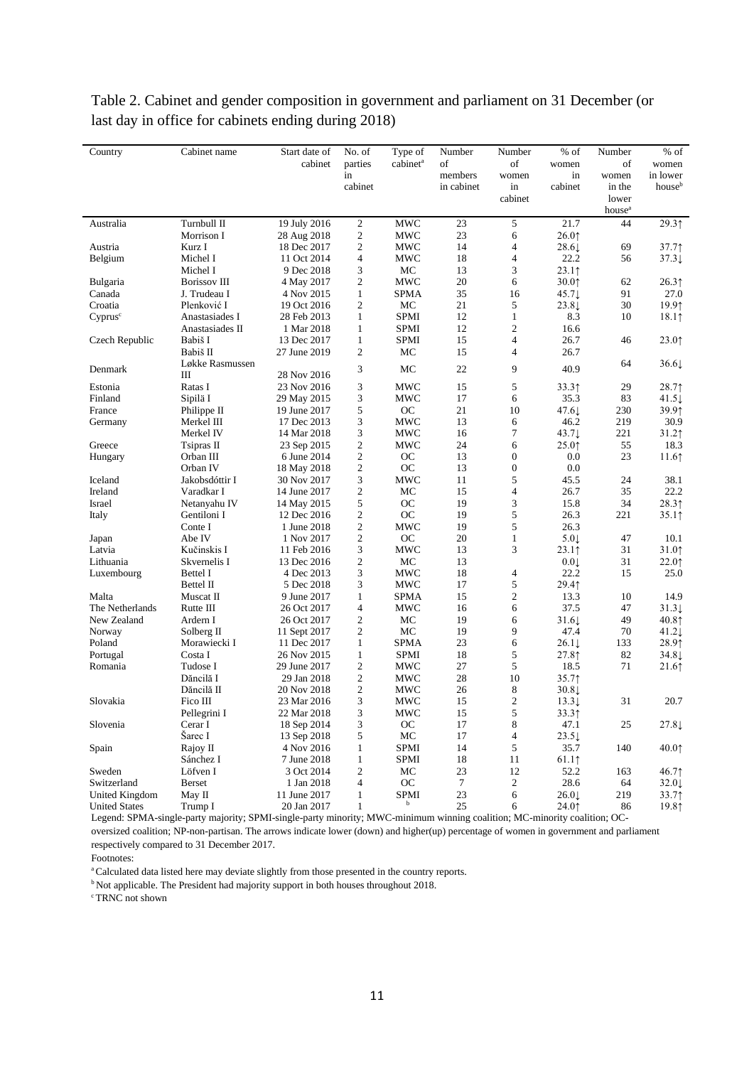Table 2. Cabinet and gender composition in government and parliament on 31 December (or last day in office for cabinets ending during 2018)

| Country | Cabinet name | Start date of cabinet | No. of parties in cabinet | Type of cabinet[a] | Number of members in cabinet | Number of women in cabinet | % of women in cabinet | Number of women in the lower house[a] | % of women in lower house[b] |
|---|---|---|---|---|---|---|---|---|---|
| Australia | Turnbull II | 19 July 2016 | 2 | MWC | 23 | 5 | 21.7 | 44 | 29.3↑ |
| | Morrison I | 28 Aug 2018 | 2 | MWC | 23 | 6 | 26.0↑ | | |
| Austria | Kurz I | 18 Dec 2017 | 2 | MWC | 14 | 4 | 28.6↓ | 69 | 37.7↑ |
| Belgium | Michel I | 11 Oct 2014 | 4 | MWC | 18 | 4 | 22.2 | 56 | 37.3↓ |
| | Michel I | 9 Dec 2018 | 3 | MC | 13 | 3 | 23.1↑ | | |
| Bulgaria | Borissov III | 4 May 2017 | 2 | MWC | 20 | 6 | 30.0↑ | 62 | 26.3↑ |
| Canada | J. Trudeau I | 4 Nov 2015 | 1 | SPMA | 35 | 16 | 45.7↓ | 91 | 27.0 |
| Croatia | Plenković I | 19 Oct 2016 | 2 | MC | 21 | 5 | 23.8↓ | 30 | 19.9↑ |
| Cyprus[c] | Anastasiades I | 28 Feb 2013 | 1 | SPMI | 12 | 1 | 8.3 | 10 | 18.1↑ |
| | Anastasiades II | 1 Mar 2018 | 1 | SPMI | 12 | 2 | 16.6 | | |
| Czech Republic | Babiš I | 13 Dec 2017 | 1 | SPMI | 15 | 4 | 26.7 | 46 | 23.0↑ |
| | Babiš II | 27 June 2019 | 2 | MC | 15 | 4 | 26.7 | | |
| Denmark | Løkke Rasmussen III | 28 Nov 2016 | 3 | MC | 22 | 9 | 40.9 | 64 | 36.6↓ |
| Estonia | Ratas I | 23 Nov 2016 | 3 | MWC | 15 | 5 | 33.3↑ | 29 | 28.7↑ |
| Finland | Sipilä I | 29 May 2015 | 3 | MWC | 17 | 6 | 35.3 | 83 | 41.5↓ |
| France | Philippe II | 19 June 2017 | 5 | OC | 21 | 10 | 47.6↓ | 230 | 39.9↑ |
| Germany | Merkel III | 17 Dec 2013 | 3 | MWC | 13 | 6 | 46.2 | 219 | 30.9 |
| | Merkel IV | 14 Mar 2018 | 3 | MWC | 16 | 7 | 43.7↓ | 221 | 31.2↑ |
| Greece | Tsipras II | 23 Sep 2015 | 2 | MWC | 24 | 6 | 25.0↑ | 55 | 18.3 |
| Hungary | Orban III | 6 June 2014 | 2 | OC | 13 | 0 | 0.0 | 23 | 11.6↑ |
| | Orban IV | 18 May 2018 | 2 | OC | 13 | 0 | 0.0 | | |
| Iceland | Jakobsdóttir I | 30 Nov 2017 | 3 | MWC | 11 | 5 | 45.5 | 24 | 38.1 |
| Ireland | Varadkar I | 14 June 2017 | 2 | MC | 15 | 4 | 26.7 | 35 | 22.2 |
| Israel | Netanyahu IV | 14 May 2015 | 5 | OC | 19 | 3 | 15.8 | 34 | 28.3↑ |
| Italy | Gentiloni I | 12 Dec 2016 | 2 | OC | 19 | 5 | 26.3 | 221 | 35.1↑ |
| | Conte I | 1 June 2018 | 2 | MWC | 19 | 5 | 26.3 | | |
| Japan | Abe IV | 1 Nov 2017 | 2 | OC | 20 | 1 | 5.0↓ | 47 | 10.1 |
| Latvia | Kučinskis I | 11 Feb 2016 | 3 | MWC | 13 | 3 | 23.1↑ | 31 | 31.0↑ |
| Lithuania | Skvernelis I | 13 Dec 2016 | 2 | MC | 13 | | 0.0↓ | 31 | 22.0↑ |
| Luxembourg | Bettel I | 4 Dec 2013 | 3 | MWC | 18 | 4 | 22.2 | 15 | 25.0 |
| | Bettel II | 5 Dec 2018 | 3 | MWC | 17 | 5 | 29.4↑ | | |
| Malta | Muscat II | 9 June 2017 | 1 | SPMA | 15 | 2 | 13.3 | 10 | 14.9 |
| The Netherlands | Rutte III | 26 Oct 2017 | 4 | MWC | 16 | 6 | 37.5 | 47 | 31.3↓ |
| New Zealand | Ardern I | 26 Oct 2017 | 2 | MC | 19 | 6 | 31.6↓ | 49 | 40.8↑ |
| Norway | Solberg II | 11 Sept 2017 | 2 | MC | 19 | 9 | 47.4 | 70 | 41.2↓ |
| Poland | Morawiecki I | 11 Dec 2017 | 1 | SPMA | 23 | 6 | 26.1↓ | 133 | 28.9↑ |
| Portugal | Costa I | 26 Nov 2015 | 1 | SPMI | 18 | 5 | 27.8↑ | 82 | 34.8↓ |
| Romania | Tudose I | 29 June 2017 | 2 | MWC | 27 | 5 | 18.5 | 71 | 21.6↑ |
| | Dăncilă I | 29 Jan 2018 | 2 | MWC | 28 | 10 | 35.7↑ | | |
| | Dăncilă II | 20 Nov 2018 | 2 | MWC | 26 | 8 | 30.8↓ | | |
| Slovakia | Fico III | 23 Mar 2016 | 3 | MWC | 15 | 2 | 13.3↓ | 31 | 20.7 |
| | Pellegrini I | 22 Mar 2018 | 3 | MWC | 15 | 5 | 33.3↑ | | |
| Slovenia | Cerar I | 18 Sep 2014 | 3 | OC | 17 | 8 | 47.1 | 25 | 27.8↓ |
| | Šarec I | 13 Sep 2018 | 5 | MC | 17 | 4 | 23.5↓ | | |
| Spain | Rajoy II | 4 Nov 2016 | 1 | SPMI | 14 | 5 | 35.7 | 140 | 40.0↑ |
| | Sánchez I | 7 June 2018 | 1 | SPMI | 18 | 11 | 61.1↑ | | |
| Sweden | Löfven I | 3 Oct 2014 | 2 | MC | 23 | 12 | 52.2 | 163 | 46.7↑ |
| Switzerland | Berset | 1 Jan 2018 | 4 | OC | 7 | 2 | 28.6 | 64 | 32.0↓ |
| United Kingdom | May II | 11 June 2017 | 1 | SPMI | 23 | 6 | 26.0↓ | 219 | 33.7↑ |
| United States | Trump I | 20 Jan 2017 | 1 | [b] | 25 | 6 | 24.0↑ | 86 | 19.8↑ |

Legend: SPMA-single-party majority; SPMI-single-party minority; MWC-minimum winning coalition; MC-minority coalition; OC-oversized coalition; NP-non-partisan. The arrows indicate lower (down) and higher(up) percentage of women in government and parliament respectively compared to 31 December 2017.

Footnotes:

[a] Calculated data listed here may deviate slightly from those presented in the country reports.

[b] Not applicable. The President had majority support in both houses throughout 2018.

[c] TRNC not shown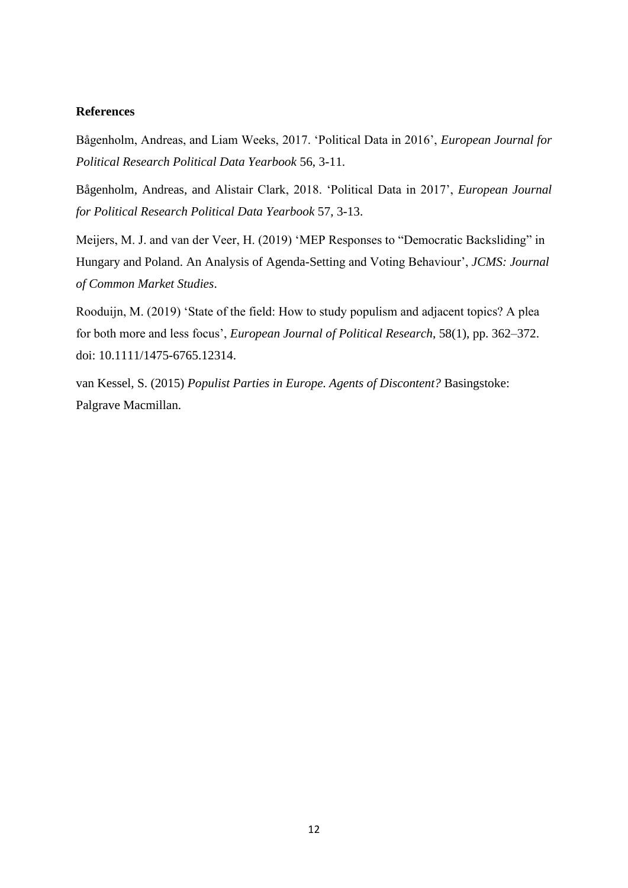**References**

Bågenholm, Andreas, and Liam Weeks, 2017. 'Political Data in 2016', *European Journal for Political Research Political Data Yearbook* 56, 3-11.

Bågenholm, Andreas, and Alistair Clark, 2018. 'Political Data in 2017', *European Journal for Political Research Political Data Yearbook* 57, 3-13.

Meijers, M. J. and van der Veer, H. (2019) 'MEP Responses to "Democratic Backsliding" in Hungary and Poland. An Analysis of Agenda-Setting and Voting Behaviour', *JCMS: Journal of Common Market Studies*.

Rooduijn, M. (2019) 'State of the field: How to study populism and adjacent topics? A plea for both more and less focus', *European Journal of Political Research*, 58(1), pp. 362–372. doi: 10.1111/1475-6765.12314.

van Kessel, S. (2015) *Populist Parties in Europe. Agents of Discontent?* Basingstoke: Palgrave Macmillan.